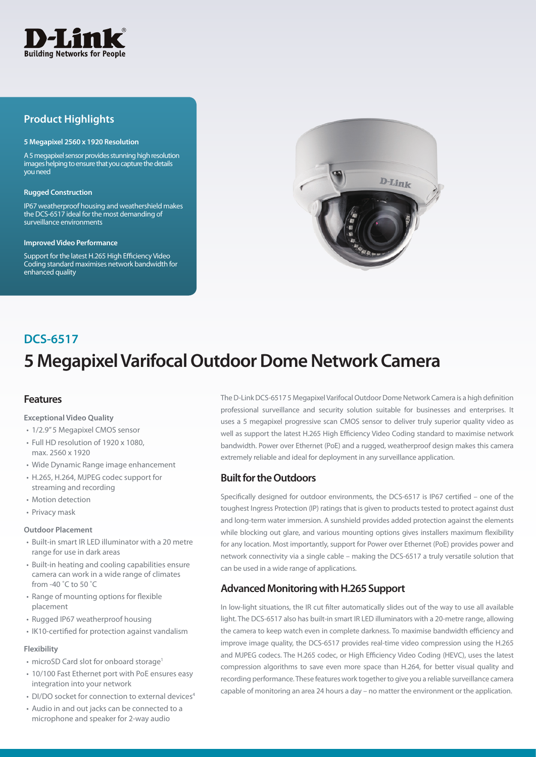D-Link
Building Networks for People

## Product Highlights

**5 Megapixel 2560 x 1920 Resolution**

A 5 megapixel sensor provides stunning high resolution images helping to ensure that you capture the details you need

**Rugged Construction**

IP67 weatherproof housing and weathershield makes the DCS-6517 ideal for the most demanding of surveillance environments

**Improved Video Performance**

Support for the latest H.265 High Efficiency Video Coding standard maximises network bandwidth for enhanced quality

## DCS-6517

# 5 Megapixel Varifocal Outdoor Dome Network Camera

## Features

**Exceptional Video Quality**

- 1/2.9" 5 Megapixel CMOS sensor
- Full HD resolution of 1920 x 1080, max. 2560 x 1920
- Wide Dynamic Range image enhancement
- H.265, H.264, MJPEG codec support for streaming and recording
- Motion detection
- Privacy mask

**Outdoor Placement**

- Built-in smart IR LED illuminator with a 20 metre range for use in dark areas
- Built-in heating and cooling capabilities ensure camera can work in a wide range of climates from -40 ˚C to 50 ˚C
- Range of mounting options for flexible placement
- Rugged IP67 weatherproof housing
- IK10-certified for protection against vandalism

**Flexibility**

- microSD Card slot for onboard storage[1]
- 10/100 Fast Ethernet port with PoE ensures easy integration into your network
- DI/DO socket for connection to external devices[4]
- Audio in and out jacks can be connected to a microphone and speaker for 2-way audio

The D-Link DCS-6517 5 Megapixel Varifocal Outdoor Dome Network Camera is a high definition professional surveillance and security solution suitable for businesses and enterprises. It uses a 5 megapixel progressive scan CMOS sensor to deliver truly superior quality video as well as support the latest H.265 High Efficiency Video Coding standard to maximise network bandwidth. Power over Ethernet (PoE) and a rugged, weatherproof design makes this camera extremely reliable and ideal for deployment in any surveillance application.

## Built for the Outdoors

Specifically designed for outdoor environments, the DCS-6517 is IP67 certified – one of the toughest Ingress Protection (IP) ratings that is given to products tested to protect against dust and long-term water immersion. A sunshield provides added protection against the elements while blocking out glare, and various mounting options gives installers maximum flexibility for any location. Most importantly, support for Power over Ethernet (PoE) provides power and network connectivity via a single cable – making the DCS-6517 a truly versatile solution that can be used in a wide range of applications.

## Advanced Monitoring with H.265 Support

In low-light situations, the IR cut filter automatically slides out of the way to use all available light. The DCS-6517 also has built-in smart IR LED illuminators with a 20-metre range, allowing the camera to keep watch even in complete darkness. To maximise bandwidth efficiency and improve image quality, the DCS-6517 provides real-time video compression using the H.265 and MJPEG codecs. The H.265 codec, or High Efficiency Video Coding (HEVC), uses the latest compression algorithms to save even more space than H.264, for better visual quality and recording performance. These features work together to give you a reliable surveillance camera capable of monitoring an area 24 hours a day – no matter the environment or the application.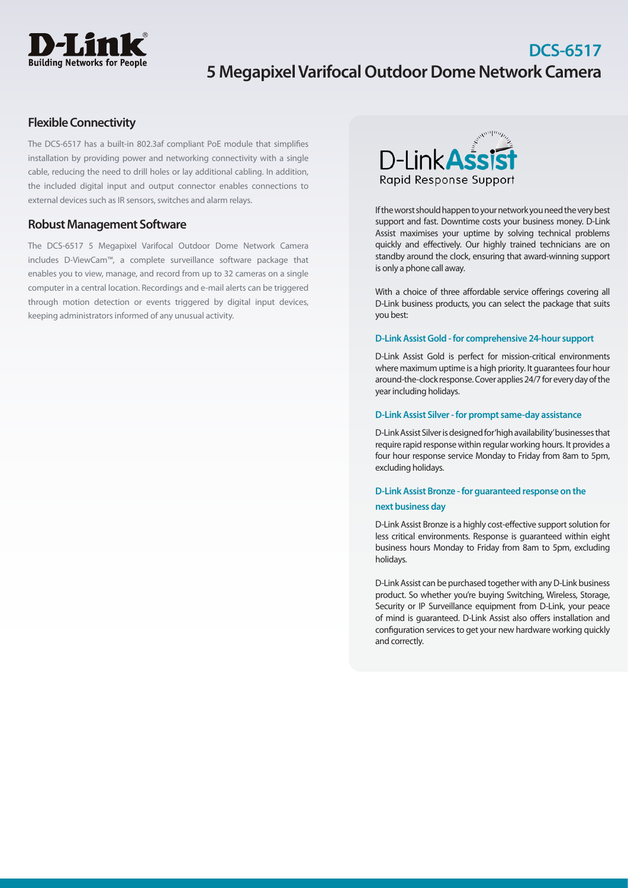# DCS-6517

## 5 Megapixel Varifocal Outdoor Dome Network Camera

### Flexible Connectivity

The DCS-6517 has a built-in 802.3af compliant PoE module that simplifies installation by providing power and networking connectivity with a single cable, reducing the need to drill holes or lay additional cabling. In addition, the included digital input and output connector enables connections to external devices such as IR sensors, switches and alarm relays.

### Robust Management Software

The DCS-6517 5 Megapixel Varifocal Outdoor Dome Network Camera includes D-ViewCam™, a complete surveillance software package that enables you to view, manage, and record from up to 32 cameras on a single computer in a central location. Recordings and e-mail alerts can be triggered through motion detection or events triggered by digital input devices, keeping administrators informed of any unusual activity.

### D-Link Assist

Rapid Response Support

If the worst should happen to your network you need the very best support and fast. Downtime costs your business money. D-Link Assist maximises your uptime by solving technical problems quickly and effectively. Our highly trained technicians are on standby around the clock, ensuring that award-winning support is only a phone call away.

With a choice of three affordable service offerings covering all D-Link business products, you can select the package that suits you best:

**D-Link Assist Gold - for comprehensive 24-hour support**

D-Link Assist Gold is perfect for mission-critical environments where maximum uptime is a high priority. It guarantees four hour around-the-clock response. Cover applies 24/7 for every day of the year including holidays.

**D-Link Assist Silver - for prompt same-day assistance**

D-Link Assist Silver is designed for 'high availability' businesses that require rapid response within regular working hours. It provides a four hour response service Monday to Friday from 8am to 5pm, excluding holidays.

**D-Link Assist Bronze - for guaranteed response on the next business day**

D-Link Assist Bronze is a highly cost-effective support solution for less critical environments. Response is guaranteed within eight business hours Monday to Friday from 8am to 5pm, excluding holidays.

D-Link Assist can be purchased together with any D-Link business product. So whether you're buying Switching, Wireless, Storage, Security or IP Surveillance equipment from D-Link, your peace of mind is guaranteed. D-Link Assist also offers installation and configuration services to get your new hardware working quickly and correctly.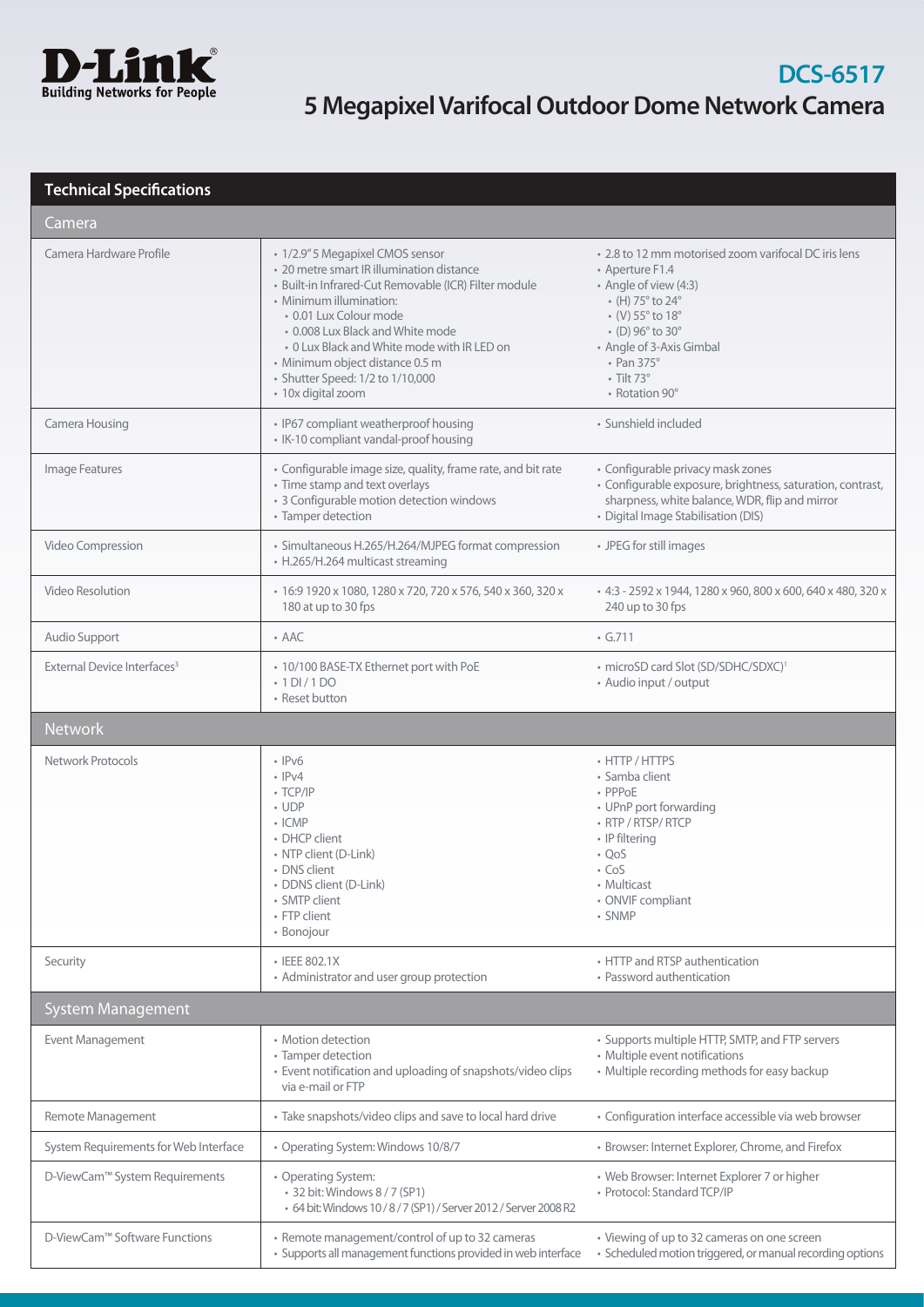# DCS-6517

## 5 Megapixel Varifocal Outdoor Dome Network Camera

| Technical Specifications | | |
|---|---|---|
| **Camera** | | |
| Camera Hardware Profile | • 1/2.9" 5 Megapixel CMOS sensor<br>• 20 metre smart IR illumination distance<br>• Built-in Infrared-Cut Removable (ICR) Filter module<br>• Minimum illumination:<br>  • 0.01 Lux Colour mode<br>  • 0.008 Lux Black and White mode<br>  • 0 Lux Black and White mode with IR LED on<br>• Minimum object distance 0.5 m<br>• Shutter Speed: 1/2 to 1/10,000<br>• 10x digital zoom | • 2.8 to 12 mm motorised zoom varifocal DC iris lens<br>• Aperture F1.4<br>• Angle of view (4:3)<br>  • (H) 75° to 24°<br>  • (V) 55° to 18°<br>  • (D) 96° to 30°<br>• Angle of 3-Axis Gimbal<br>  • Pan 375°<br>  • Tilt 73°<br>  • Rotation 90° |
| Camera Housing | • IP67 compliant weatherproof housing<br>• IK-10 compliant vandal-proof housing | • Sunshield included |
| Image Features | • Configurable image size, quality, frame rate, and bit rate<br>• Time stamp and text overlays<br>• 3 Configurable motion detection windows<br>• Tamper detection | • Configurable privacy mask zones<br>• Configurable exposure, brightness, saturation, contrast, sharpness, white balance, WDR, flip and mirror<br>• Digital Image Stabilisation (DIS) |
| Video Compression | • Simultaneous H.265/H.264/MJPEG format compression<br>• H.265/H.264 multicast streaming | • JPEG for still images |
| Video Resolution | • 16:9 1920 x 1080, 1280 x 720, 720 x 576, 540 x 360, 320 x 180 at up to 30 fps | • 4:3 - 2592 x 1944, 1280 x 960, 800 x 600, 640 x 480, 320 x 240 up to 30 fps |
| Audio Support | • AAC | • G.711 |
| External Device Interfaces[3] | • 10/100 BASE-TX Ethernet port with PoE<br>• 1 DI / 1 DO<br>• Reset button | • microSD card Slot (SD/SDHC/SDXC)[1]<br>• Audio input / output |
| **Network** | | |
| Network Protocols | • IPv6<br>• IPv4<br>• TCP/IP<br>• UDP<br>• ICMP<br>• DHCP client<br>• NTP client (D-Link)<br>• DNS client<br>• DDNS client (D-Link)<br>• SMTP client<br>• FTP client<br>• Bonojour | • HTTP / HTTPS<br>• Samba client<br>• PPPoE<br>• UPnP port forwarding<br>• RTP / RTSP/ RTCP<br>• IP filtering<br>• QoS<br>• CoS<br>• Multicast<br>• ONVIF compliant<br>• SNMP |
| Security | • IEEE 802.1X<br>• Administrator and user group protection | • HTTP and RTSP authentication<br>• Password authentication |
| **System Management** | | |
| Event Management | • Motion detection<br>• Tamper detection<br>• Event notification and uploading of snapshots/video clips via e-mail or FTP | • Supports multiple HTTP, SMTP, and FTP servers<br>• Multiple event notifications<br>• Multiple recording methods for easy backup |
| Remote Management | • Take snapshots/video clips and save to local hard drive | • Configuration interface accessible via web browser |
| System Requirements for Web Interface | • Operating System: Windows 10/8/7 | • Browser: Internet Explorer, Chrome, and Firefox |
| D-ViewCam™ System Requirements | • Operating System:<br>  • 32 bit: Windows 8 / 7 (SP1)<br>  • 64 bit: Windows 10 / 8 / 7 (SP1) / Server 2012 / Server 2008 R2 | • Web Browser: Internet Explorer 7 or higher<br>• Protocol: Standard TCP/IP |
| D-ViewCam™ Software Functions | • Remote management/control of up to 32 cameras<br>• Supports all management functions provided in web interface | • Viewing of up to 32 cameras on one screen<br>• Scheduled motion triggered, or manual recording options |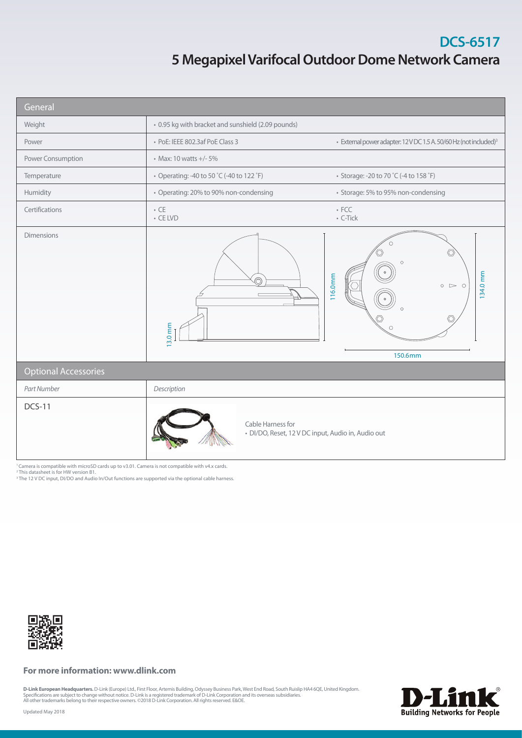# DCS-6517

## 5 Megapixel Varifocal Outdoor Dome Network Camera

| General | | |
|---|---|---|
| Weight | • 0.95 kg with bracket and sunshield (2.09 pounds) | |
| Power | • PoE: IEEE 802.3af PoE Class 3 | • External power adapter: 12 V DC 1.5 A. 50/60 Hz (not included)[3] |
| Power Consumption | • Max: 10 watts +/- 5% | |
| Temperature | • Operating: -40 to 50 ˚C (-40 to 122 ˚F) | • Storage: -20 to 70 ˚C (-4 to 158 ˚F) |
| Humidity | • Operating: 20% to 90% non-condensing | • Storage: 5% to 95% non-condensing |
| Certifications | • CE<br>• CE LVD | • FCC<br>• C-Tick |
| Dimensions | 13.0 mm<br>116.0mm | 134.0 mm<br>150.6mm |

| Optional Accessories | |
|---|---|
| *Part Number* | *Description* |
| DCS-11 | Cable Harness for<br>• DI/DO, Reset, 12 V DC input, Audio in, Audio out |

[1] Camera is compatible with microSD cards up to v3.01. Camera is not compatible with v4.x cards.
[2] This datasheet is for HW version B1.
[3] The 12 V DC input, DI/DO and Audio In/Out functions are supported via the optional cable harness.

**For more information: www.dlink.com**

**D-Link European Headquarters.** D-Link (Europe) Ltd., First Floor, Artemis Building, Odyssey Business Park, West End Road, South Ruislip HA4 6QE, United Kingdom. Specifications are subject to change without notice. D-Link is a registered trademark of D-Link Corporation and its overseas subsidiaries. All other trademarks belong to their respective owners. ©2018 D-Link Corporation. All rights reserved. E&OE.

Updated May 2018

D-Link® Building Networks for People